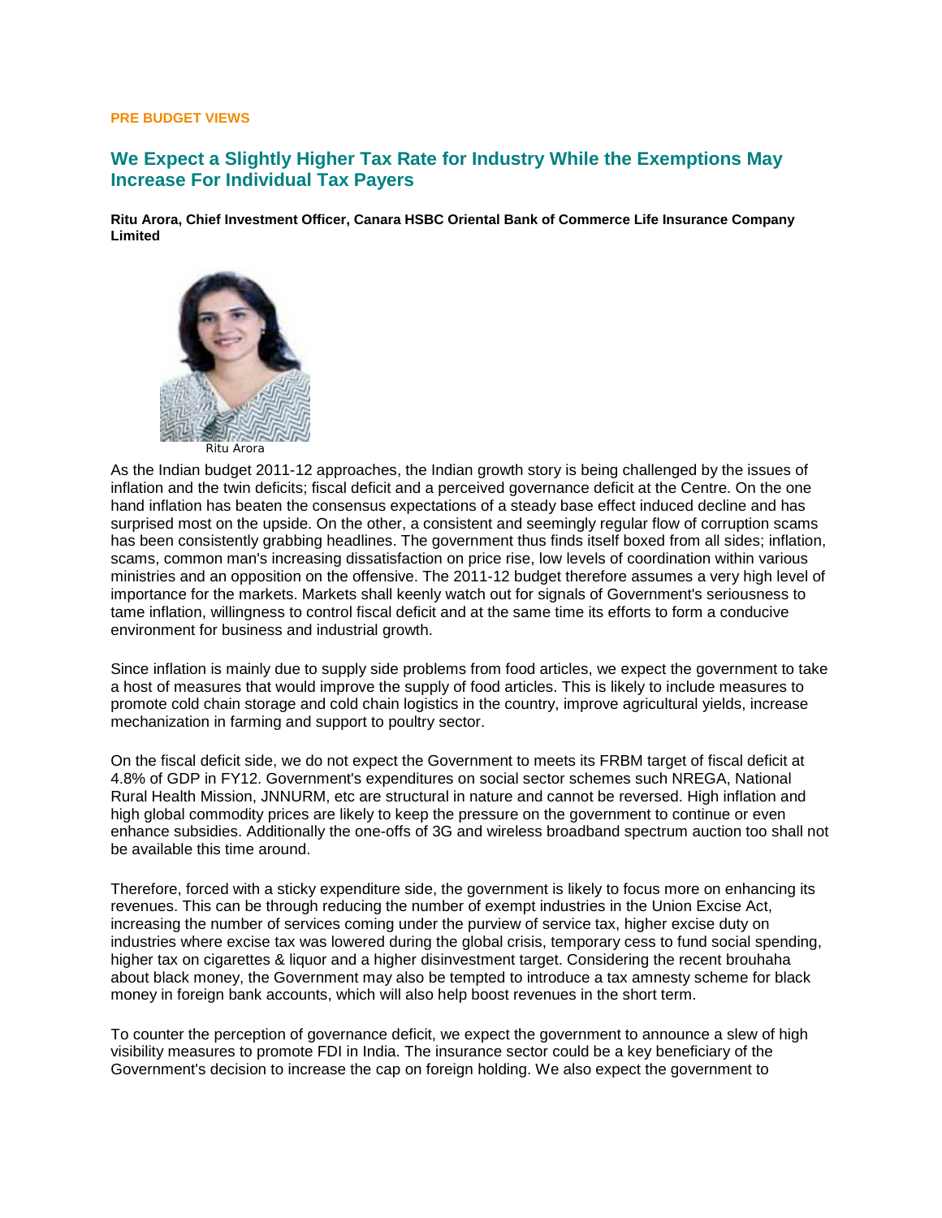**PRE BUDGET VIEWS**

## We Expect a Slightly Higher Tax Rate for Industry While the Exemptions May Increase For Individual Tax Payers

**Ritu Arora, Chief Investment Officer, Canara HSBC Oriental Bank of Commerce Life Insurance Company Limited**

Ritu Arora

As the Indian budget 2011-12 approaches, the Indian growth story is being challenged by the issues of inflation and the twin deficits; fiscal deficit and a perceived governance deficit at the Centre. On the one hand inflation has beaten the consensus expectations of a steady base effect induced decline and has surprised most on the upside. On the other, a consistent and seemingly regular flow of corruption scams has been consistently grabbing headlines. The government thus finds itself boxed from all sides; inflation, scams, common man's increasing dissatisfaction on price rise, low levels of coordination within various ministries and an opposition on the offensive. The 2011-12 budget therefore assumes a very high level of importance for the markets. Markets shall keenly watch out for signals of Government's seriousness to tame inflation, willingness to control fiscal deficit and at the same time its efforts to form a conducive environment for business and industrial growth.

Since inflation is mainly due to supply side problems from food articles, we expect the government to take a host of measures that would improve the supply of food articles. This is likely to include measures to promote cold chain storage and cold chain logistics in the country, improve agricultural yields, increase mechanization in farming and support to poultry sector.

On the fiscal deficit side, we do not expect the Government to meets its FRBM target of fiscal deficit at 4.8% of GDP in FY12. Government's expenditures on social sector schemes such NREGA, National Rural Health Mission, JNNURM, etc are structural in nature and cannot be reversed. High inflation and high global commodity prices are likely to keep the pressure on the government to continue or even enhance subsidies. Additionally the one-offs of 3G and wireless broadband spectrum auction too shall not be available this time around.

Therefore, forced with a sticky expenditure side, the government is likely to focus more on enhancing its revenues. This can be through reducing the number of exempt industries in the Union Excise Act, increasing the number of services coming under the purview of service tax, higher excise duty on industries where excise tax was lowered during the global crisis, temporary cess to fund social spending, higher tax on cigarettes & liquor and a higher disinvestment target. Considering the recent brouhaha about black money, the Government may also be tempted to introduce a tax amnesty scheme for black money in foreign bank accounts, which will also help boost revenues in the short term.

To counter the perception of governance deficit, we expect the government to announce a slew of high visibility measures to promote FDI in India. The insurance sector could be a key beneficiary of the Government's decision to increase the cap on foreign holding. We also expect the government to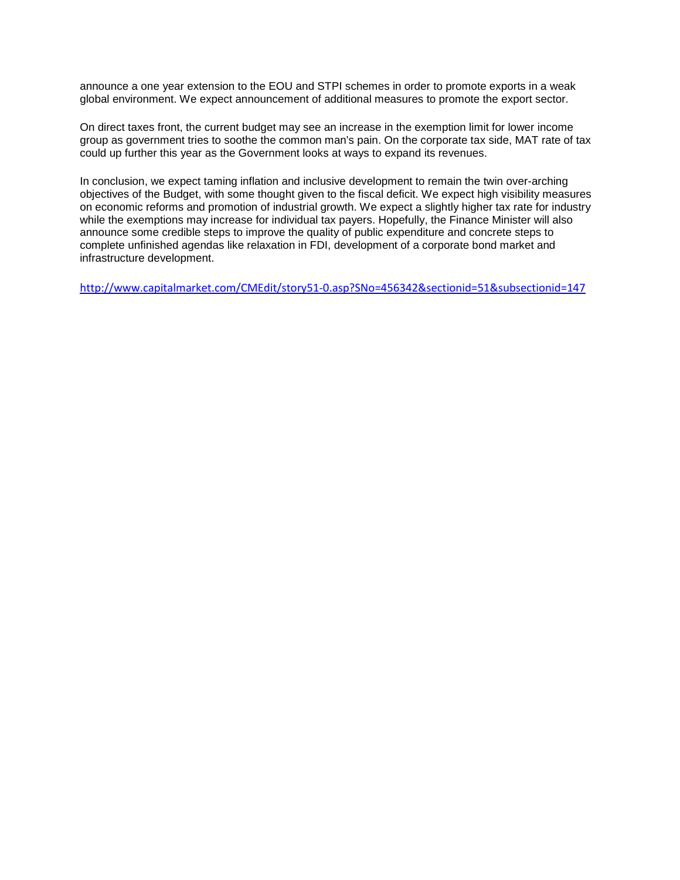announce a one year extension to the EOU and STPI schemes in order to promote exports in a weak global environment. We expect announcement of additional measures to promote the export sector.

On direct taxes front, the current budget may see an increase in the exemption limit for lower income group as government tries to soothe the common man's pain. On the corporate tax side, MAT rate of tax could up further this year as the Government looks at ways to expand its revenues.

In conclusion, we expect taming inflation and inclusive development to remain the twin over-arching objectives of the Budget, with some thought given to the fiscal deficit. We expect high visibility measures on economic reforms and promotion of industrial growth. We expect a slightly higher tax rate for industry while the exemptions may increase for individual tax payers. Hopefully, the Finance Minister will also announce some credible steps to improve the quality of public expenditure and concrete steps to complete unfinished agendas like relaxation in FDI, development of a corporate bond market and infrastructure development.

http://www.capitalmarket.com/CMEdit/story51-0.asp?SNo=456342&sectionid=51&subsectionid=147